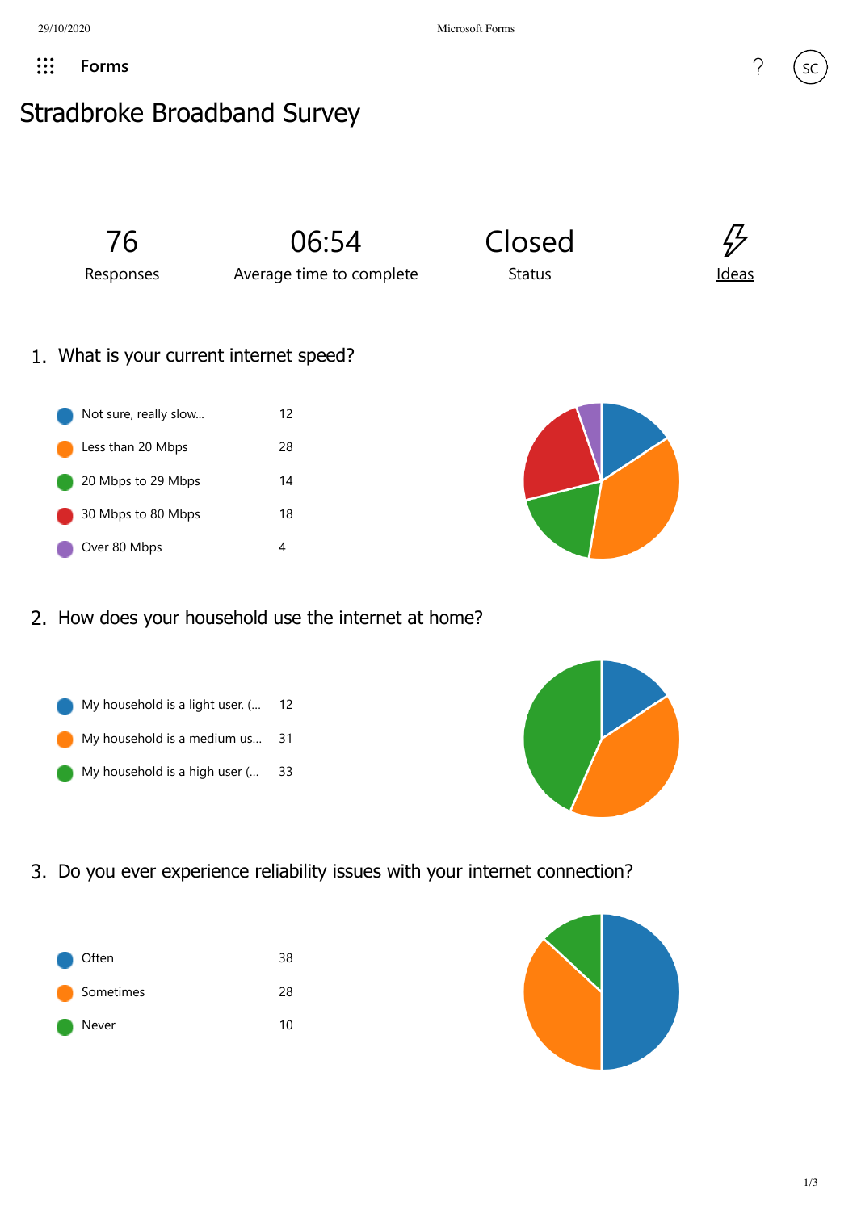# Stradbroke Broadband Survey

| 76 | 06:54 | Closed | Ideas |
|---|---|---|---|
| Responses | Average time to complete | Status | |

## 1. What is your current internet speed?

| Option | Count |
|---|---|
| Not sure, really slow... | 12 |
| Less than 20 Mbps | 28 |
| 20 Mbps to 29 Mbps | 14 |
| 30 Mbps to 80 Mbps | 18 |
| Over 80 Mbps | 4 |

## 2. How does your household use the internet at home?

| Option | Count |
|---|---|
| My household is a light user. (... | 12 |
| My household is a medium us... | 31 |
| My household is a high user (... | 33 |

## 3. Do you ever experience reliability issues with your internet connection?

| Option | Count |
|---|---|
| Often | 38 |
| Sometimes | 28 |
| Never | 10 |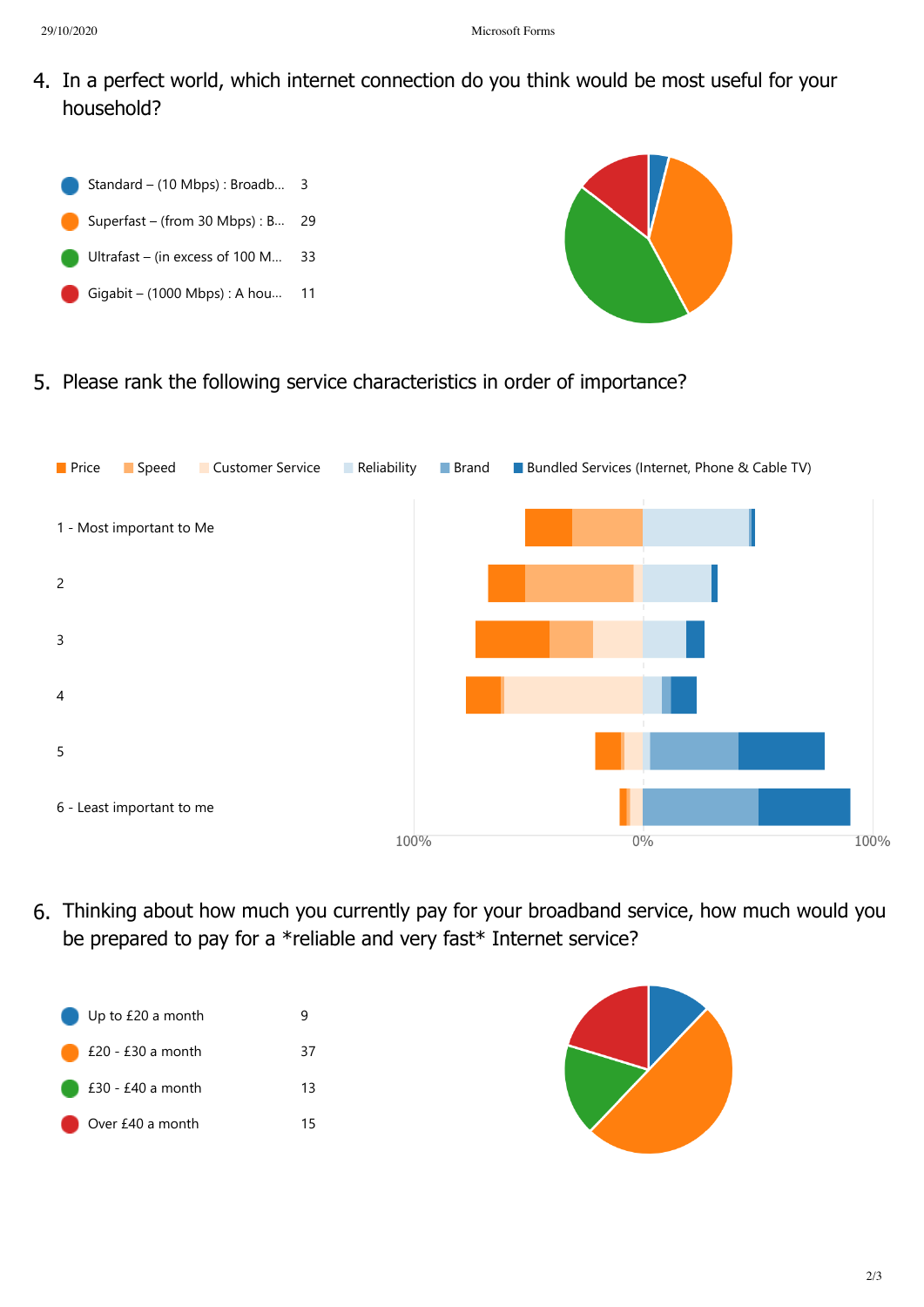4. In a perfect world, which internet connection do you think would be most useful for your household?

| Option | Count |
| --- | --- |
| Standard – (10 Mbps) : Broadb... | 3 |
| Superfast – (from 30 Mbps) : B... | 29 |
| Ultrafast – (in excess of 100 M... | 33 |
| Gigabit – (1000 Mbps) : A hou... | 11 |

5. Please rank the following service characteristics in order of importance?

Price | Speed | Customer Service | Reliability | Brand | Bundled Services (Internet, Phone & Cable TV)

1 - Most important to Me

2

3

4

5

6 - Least important to me

100% 0% 100%

6. Thinking about how much you currently pay for your broadband service, how much would you be prepared to pay for a *reliable and very fast* Internet service?

| Option | Count |
| --- | --- |
| Up to £20 a month | 9 |
| £20 - £30 a month | 37 |
| £30 - £40 a month | 13 |
| Over £40 a month | 15 |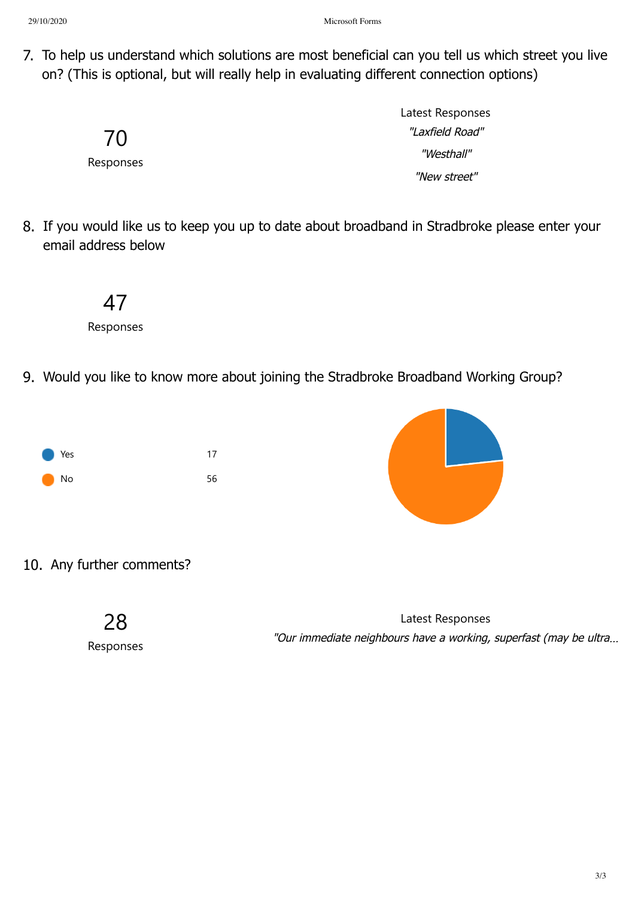7. To help us understand which solutions are most beneficial can you tell us which street you live on? (This is optional, but will really help in evaluating different connection options)

70

Responses

Latest Responses

*"Laxfield Road"*

*"Westhall"*

*"New street"*

8. If you would like us to keep you up to date about broadband in Stradbroke please enter your email address below

47

Responses

9. Would you like to know more about joining the Stradbroke Broadband Working Group?

Yes 17

No 56

10. Any further comments?

28

Responses

Latest Responses

*"Our immediate neighbours have a working, superfast (may be ultra...*